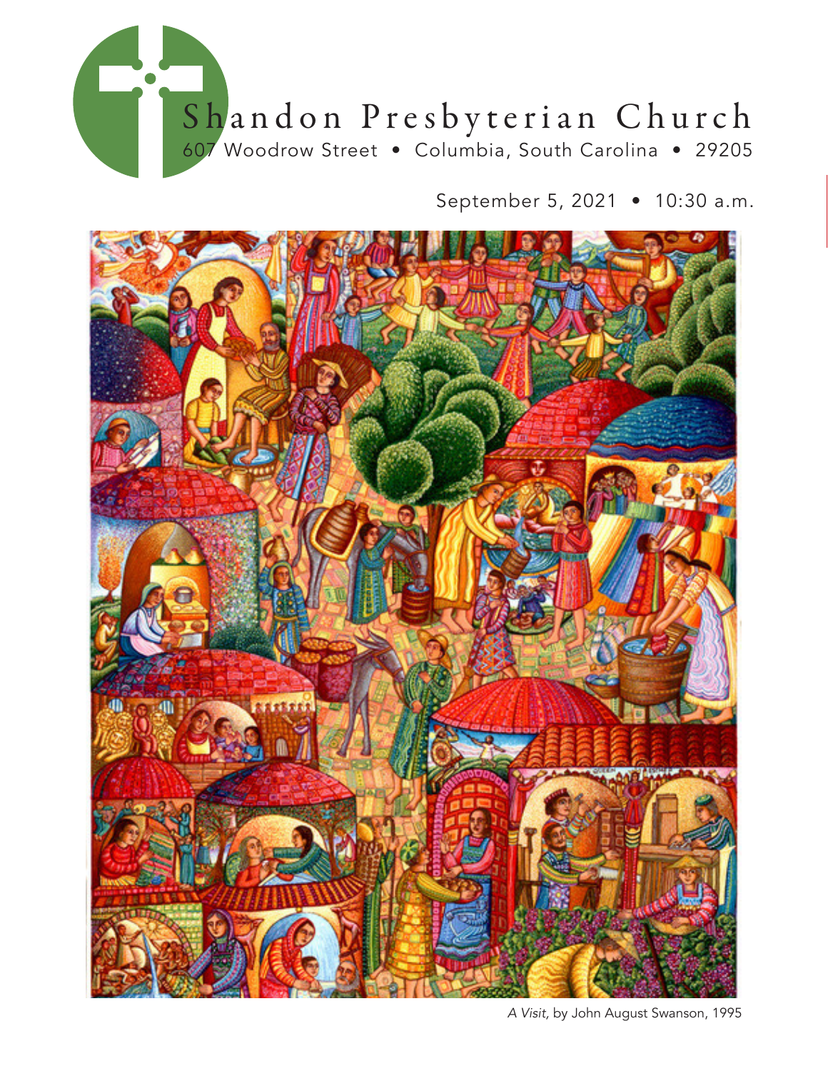# Shandon Presbyterian Church

607 Woodrow Street • Columbia, South Carolina • 29205

September 5, 2021 • 10:30 a.m.

*A Visit*, by John August Swanson, 1995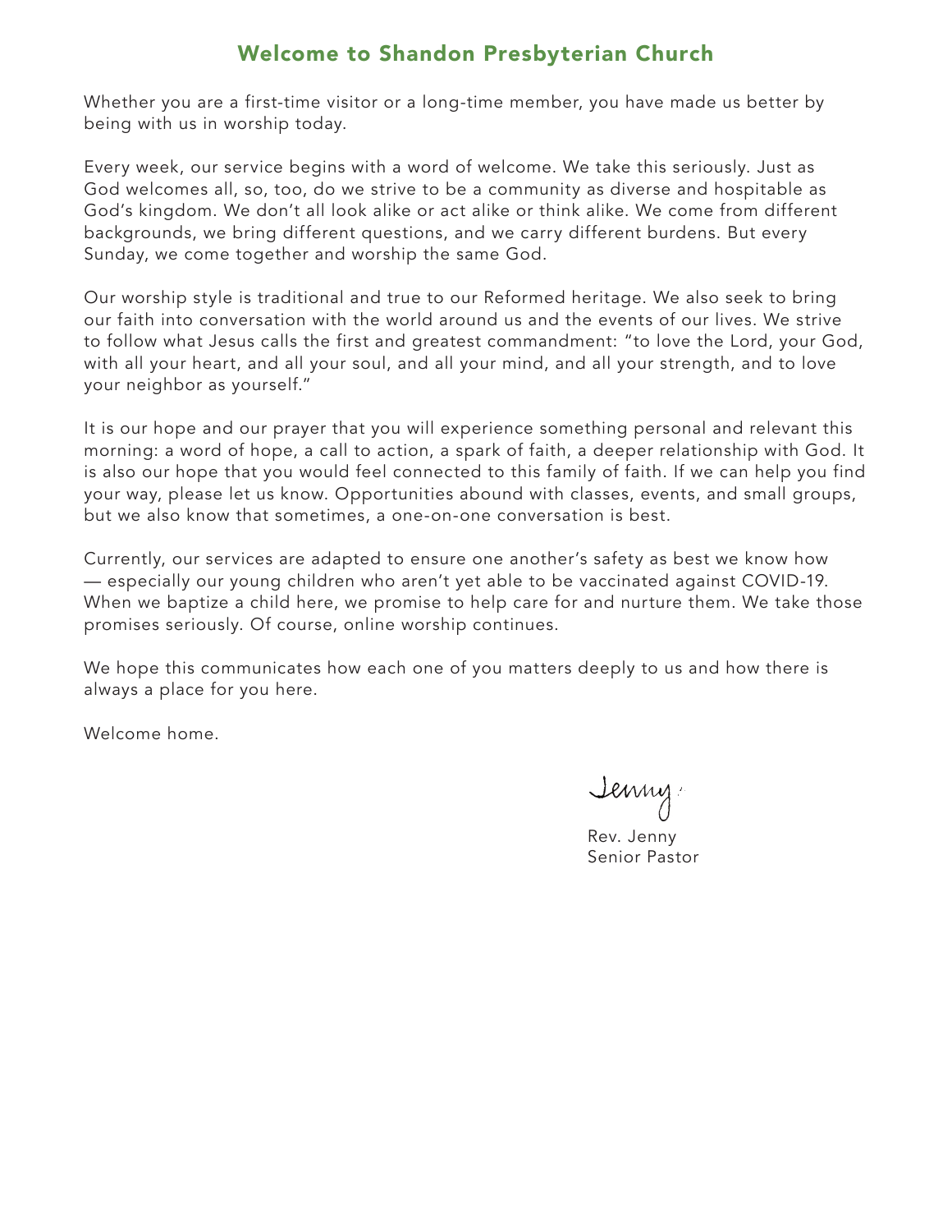## Welcome to Shandon Presbyterian Church

Whether you are a first-time visitor or a long-time member, you have made us better by being with us in worship today.

Every week, our service begins with a word of welcome. We take this seriously. Just as God welcomes all, so, too, do we strive to be a community as diverse and hospitable as God's kingdom. We don't all look alike or act alike or think alike. We come from different backgrounds, we bring different questions, and we carry different burdens. But every Sunday, we come together and worship the same God.

Our worship style is traditional and true to our Reformed heritage. We also seek to bring our faith into conversation with the world around us and the events of our lives. We strive to follow what Jesus calls the first and greatest commandment: "to love the Lord, your God, with all your heart, and all your soul, and all your mind, and all your strength, and to love your neighbor as yourself."

It is our hope and our prayer that you will experience something personal and relevant this morning: a word of hope, a call to action, a spark of faith, a deeper relationship with God. It is also our hope that you would feel connected to this family of faith. If we can help you find your way, please let us know. Opportunities abound with classes, events, and small groups, but we also know that sometimes, a one-on-one conversation is best.

Currently, our services are adapted to ensure one another's safety as best we know how — especially our young children who aren't yet able to be vaccinated against COVID-19. When we baptize a child here, we promise to help care for and nurture them. We take those promises seriously. Of course, online worship continues.

We hope this communicates how each one of you matters deeply to us and how there is always a place for you here.

Welcome home.

Jenny

Rev. Jenny
Senior Pastor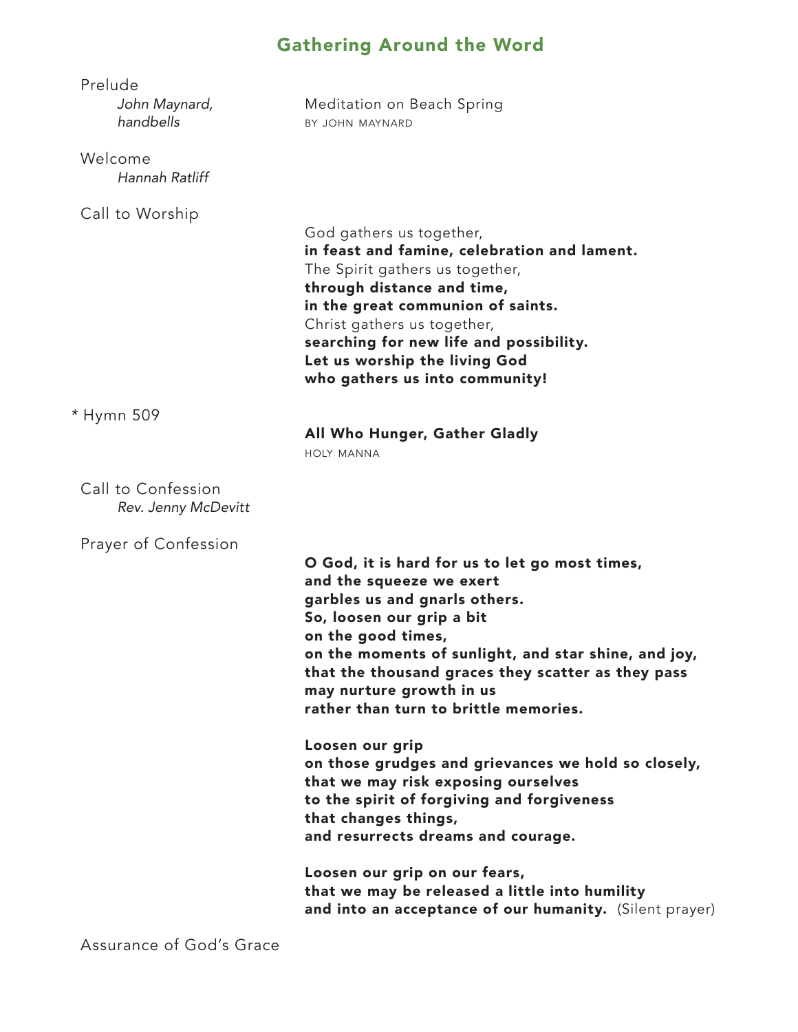## Gathering Around the Word

Prelude
*John Maynard, handbells*
Meditation on Beach Spring
BY JOHN MAYNARD

Welcome
*Hannah Ratliff*

Call to Worship

God gathers us together,
**in feast and famine, celebration and lament.**
The Spirit gathers us together,
**through distance and time,**
**in the great communion of saints.**
Christ gathers us together,
**searching for new life and possibility.**
**Let us worship the living God**
**who gathers us into community!**

\* Hymn 509
**All Who Hunger, Gather Gladly**
HOLY MANNA

Call to Confession
*Rev. Jenny McDevitt*

Prayer of Confession

**O God, it is hard for us to let go most times,**
**and the squeeze we exert**
**garbles us and gnarls others.**
**So, loosen our grip a bit**
**on the good times,**
**on the moments of sunlight, and star shine, and joy,**
**that the thousand graces they scatter as they pass**
**may nurture growth in us**
**rather than turn to brittle memories.**

**Loosen our grip**
**on those grudges and grievances we hold so closely,**
**that we may risk exposing ourselves**
**to the spirit of forgiving and forgiveness**
**that changes things,**
**and resurrects dreams and courage.**

**Loosen our grip on our fears,**
**that we may be released a little into humility**
**and into an acceptance of our humanity.** (Silent prayer)

Assurance of God's Grace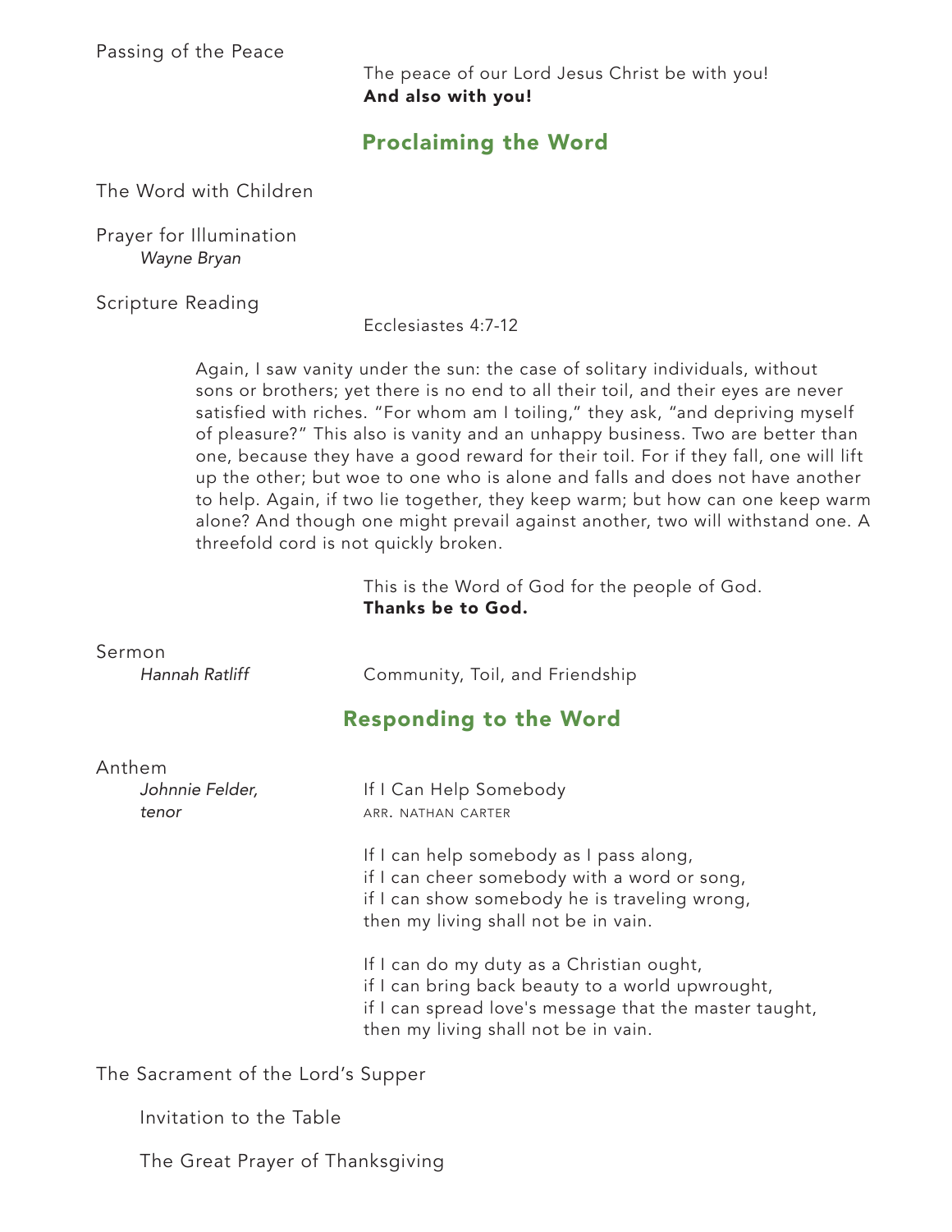Passing of the Peace

The peace of our Lord Jesus Christ be with you!
**And also with you!**

## Proclaiming the Word

The Word with Children

Prayer for Illumination
*Wayne Bryan*

Scripture Reading

Ecclesiastes 4:7-12

Again, I saw vanity under the sun: the case of solitary individuals, without sons or brothers; yet there is no end to all their toil, and their eyes are never satisfied with riches. "For whom am I toiling," they ask, "and depriving myself of pleasure?" This also is vanity and an unhappy business. Two are better than one, because they have a good reward for their toil. For if they fall, one will lift up the other; but woe to one who is alone and falls and does not have another to help. Again, if two lie together, they keep warm; but how can one keep warm alone? And though one might prevail against another, two will withstand one. A threefold cord is not quickly broken.

This is the Word of God for the people of God.
**Thanks be to God.**

Sermon
*Hannah Ratliff* — Community, Toil, and Friendship

## Responding to the Word

Anthem
*Johnnie Felder, tenor* — If I Can Help Somebody
ARR. NATHAN CARTER

If I can help somebody as I pass along,
if I can cheer somebody with a word or song,
if I can show somebody he is traveling wrong,
then my living shall not be in vain.

If I can do my duty as a Christian ought,
if I can bring back beauty to a world upwrought,
if I can spread love's message that the master taught,
then my living shall not be in vain.

The Sacrament of the Lord's Supper

Invitation to the Table

The Great Prayer of Thanksgiving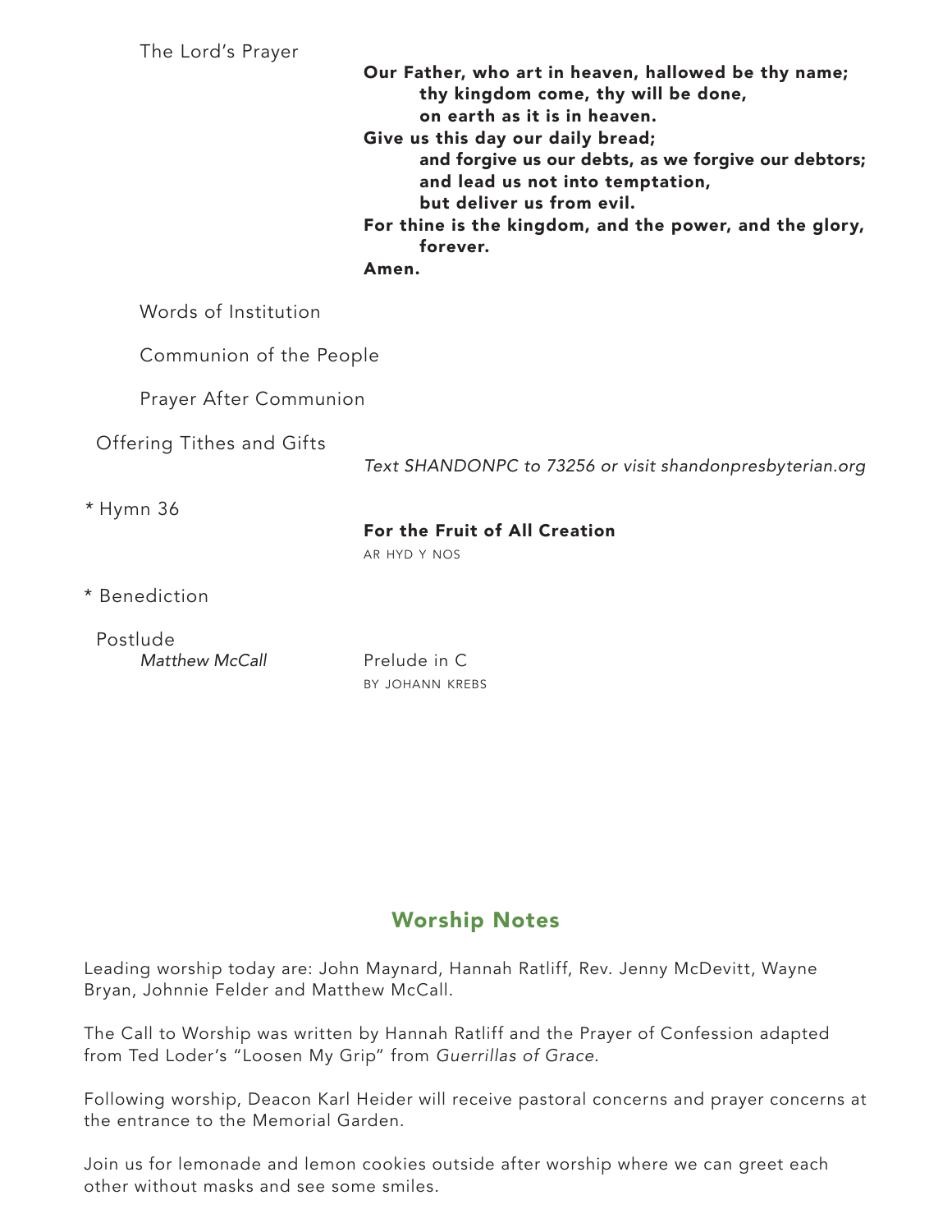The Lord's Prayer

**Our Father, who art in heaven, hallowed be thy name;**
**thy kingdom come, thy will be done,**
**on earth as it is in heaven.**
**Give us this day our daily bread;**
**and forgive us our debts, as we forgive our debtors;**
**and lead us not into temptation,**
**but deliver us from evil.**
**For thine is the kingdom, and the power, and the glory,**
**forever.**
**Amen.**

Words of Institution

Communion of the People

Prayer After Communion

Offering Tithes and Gifts

*Text SHANDONPC to 73256 or visit shandonpresbyterian.org*

\* Hymn 36

**For the Fruit of All Creation**
AR HYD Y NOS

\* Benediction

Postlude
*Matthew McCall*

Prelude in C
BY JOHANN KREBS

## Worship Notes

Leading worship today are: John Maynard, Hannah Ratliff, Rev. Jenny McDevitt, Wayne Bryan, Johnnie Felder and Matthew McCall.

The Call to Worship was written by Hannah Ratliff and the Prayer of Confession adapted from Ted Loder's "Loosen My Grip" from *Guerrillas of Grace*.

Following worship, Deacon Karl Heider will receive pastoral concerns and prayer concerns at the entrance to the Memorial Garden.

Join us for lemonade and lemon cookies outside after worship where we can greet each other without masks and see some smiles.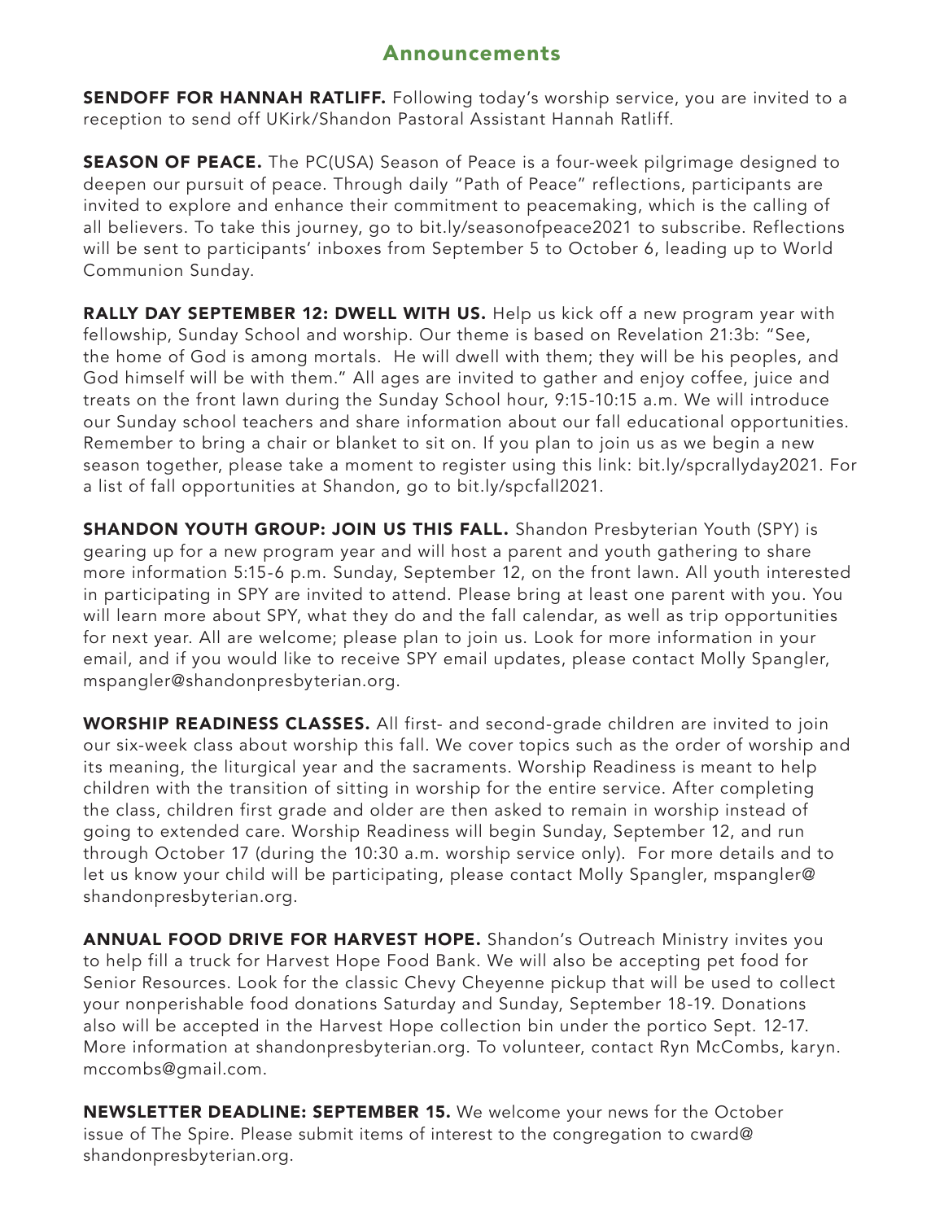## Announcements

**SENDOFF FOR HANNAH RATLIFF.** Following today's worship service, you are invited to a reception to send off UKirk/Shandon Pastoral Assistant Hannah Ratliff.

**SEASON OF PEACE.** The PC(USA) Season of Peace is a four-week pilgrimage designed to deepen our pursuit of peace. Through daily "Path of Peace" reflections, participants are invited to explore and enhance their commitment to peacemaking, which is the calling of all believers. To take this journey, go to bit.ly/seasonofpeace2021 to subscribe. Reflections will be sent to participants' inboxes from September 5 to October 6, leading up to World Communion Sunday.

**RALLY DAY SEPTEMBER 12: DWELL WITH US.** Help us kick off a new program year with fellowship, Sunday School and worship. Our theme is based on Revelation 21:3b: "See, the home of God is among mortals. He will dwell with them; they will be his peoples, and God himself will be with them." All ages are invited to gather and enjoy coffee, juice and treats on the front lawn during the Sunday School hour, 9:15-10:15 a.m. We will introduce our Sunday school teachers and share information about our fall educational opportunities. Remember to bring a chair or blanket to sit on. If you plan to join us as we begin a new season together, please take a moment to register using this link: bit.ly/spcrallyday2021. For a list of fall opportunities at Shandon, go to bit.ly/spcfall2021.

**SHANDON YOUTH GROUP: JOIN US THIS FALL.** Shandon Presbyterian Youth (SPY) is gearing up for a new program year and will host a parent and youth gathering to share more information 5:15-6 p.m. Sunday, September 12, on the front lawn. All youth interested in participating in SPY are invited to attend. Please bring at least one parent with you. You will learn more about SPY, what they do and the fall calendar, as well as trip opportunities for next year. All are welcome; please plan to join us. Look for more information in your email, and if you would like to receive SPY email updates, please contact Molly Spangler, mspangler@shandonpresbyterian.org.

**WORSHIP READINESS CLASSES.** All first- and second-grade children are invited to join our six-week class about worship this fall. We cover topics such as the order of worship and its meaning, the liturgical year and the sacraments. Worship Readiness is meant to help children with the transition of sitting in worship for the entire service. After completing the class, children first grade and older are then asked to remain in worship instead of going to extended care. Worship Readiness will begin Sunday, September 12, and run through October 17 (during the 10:30 a.m. worship service only). For more details and to let us know your child will be participating, please contact Molly Spangler, mspangler@shandonpresbyterian.org.

**ANNUAL FOOD DRIVE FOR HARVEST HOPE.** Shandon's Outreach Ministry invites you to help fill a truck for Harvest Hope Food Bank. We will also be accepting pet food for Senior Resources. Look for the classic Chevy Cheyenne pickup that will be used to collect your nonperishable food donations Saturday and Sunday, September 18-19. Donations also will be accepted in the Harvest Hope collection bin under the portico Sept. 12-17. More information at shandonpresbyterian.org. To volunteer, contact Ryn McCombs, karyn.mccombs@gmail.com.

**NEWSLETTER DEADLINE: SEPTEMBER 15.** We welcome your news for the October issue of The Spire. Please submit items of interest to the congregation to cward@shandonpresbyterian.org.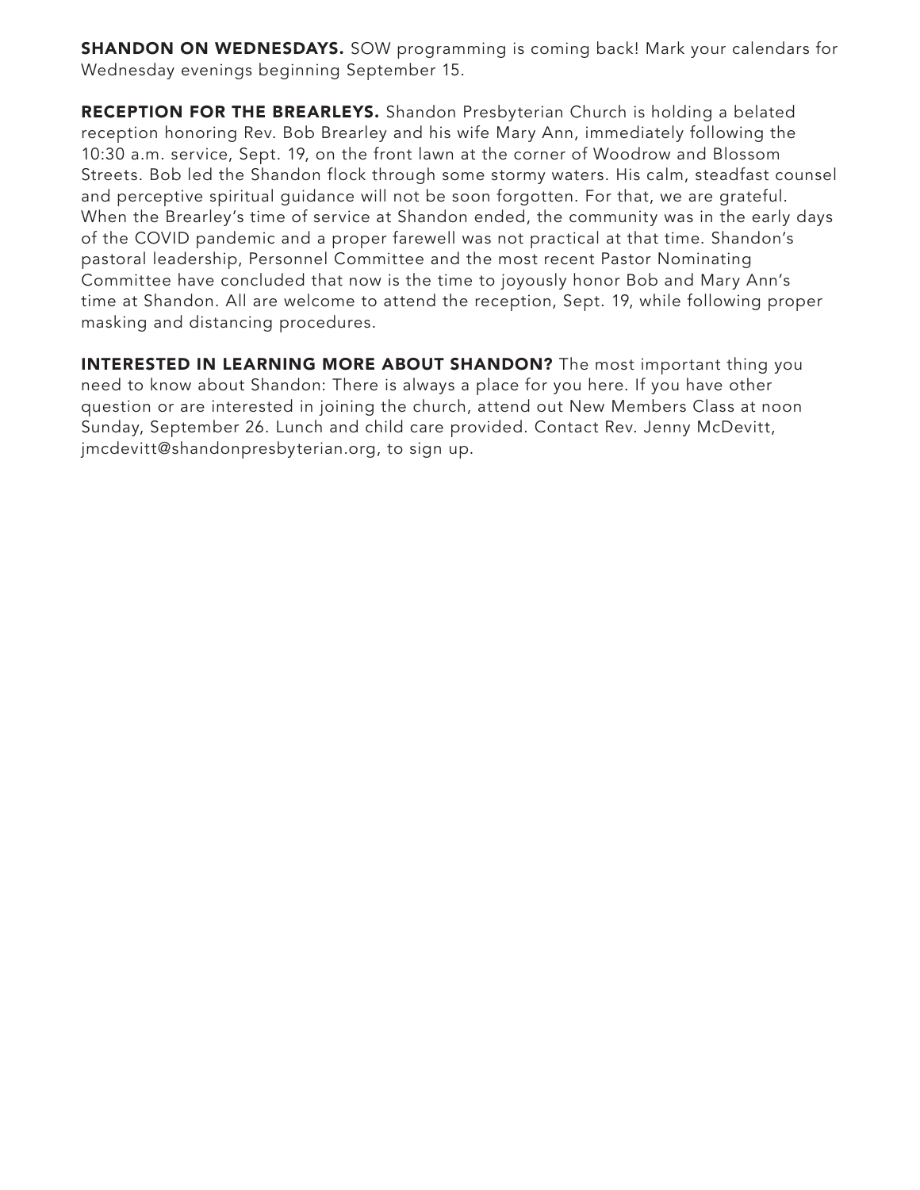**SHANDON ON WEDNESDAYS.** SOW programming is coming back! Mark your calendars for Wednesday evenings beginning September 15.

**RECEPTION FOR THE BREARLEYS.** Shandon Presbyterian Church is holding a belated reception honoring Rev. Bob Brearley and his wife Mary Ann, immediately following the 10:30 a.m. service, Sept. 19, on the front lawn at the corner of Woodrow and Blossom Streets. Bob led the Shandon flock through some stormy waters. His calm, steadfast counsel and perceptive spiritual guidance will not be soon forgotten. For that, we are grateful. When the Brearley's time of service at Shandon ended, the community was in the early days of the COVID pandemic and a proper farewell was not practical at that time. Shandon's pastoral leadership, Personnel Committee and the most recent Pastor Nominating Committee have concluded that now is the time to joyously honor Bob and Mary Ann's time at Shandon. All are welcome to attend the reception, Sept. 19, while following proper masking and distancing procedures.

**INTERESTED IN LEARNING MORE ABOUT SHANDON?** The most important thing you need to know about Shandon: There is always a place for you here. If you have other question or are interested in joining the church, attend out New Members Class at noon Sunday, September 26. Lunch and child care provided. Contact Rev. Jenny McDevitt, jmcdevitt@shandonpresbyterian.org, to sign up.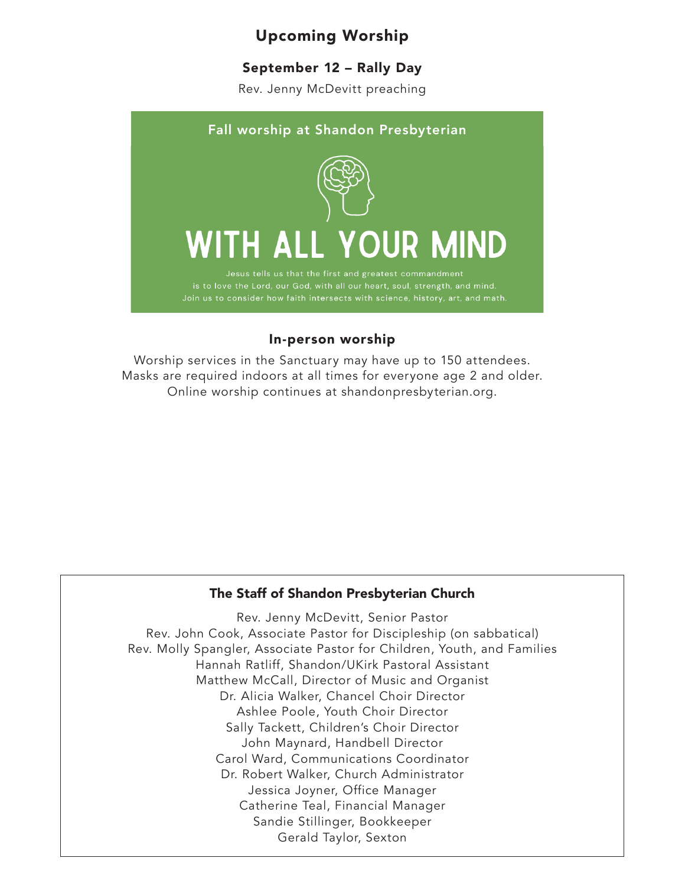## Upcoming Worship

### September 12 – Rally Day

Rev. Jenny McDevitt preaching

Fall worship at Shandon Presbyterian

# WITH ALL YOUR MIND

Jesus tells us that the first and greatest commandment
is to love the Lord, our God, with all our heart, soul, strength, and mind.
Join us to consider how faith intersects with science, history, art, and math.

### In-person worship

Worship services in the Sanctuary may have up to 150 attendees.
Masks are required indoors at all times for everyone age 2 and older.
Online worship continues at shandonpresbyterian.org.

### The Staff of Shandon Presbyterian Church

Rev. Jenny McDevitt, Senior Pastor
Rev. John Cook, Associate Pastor for Discipleship (on sabbatical)
Rev. Molly Spangler, Associate Pastor for Children, Youth, and Families
Hannah Ratliff, Shandon/UKirk Pastoral Assistant
Matthew McCall, Director of Music and Organist
Dr. Alicia Walker, Chancel Choir Director
Ashlee Poole, Youth Choir Director
Sally Tackett, Children's Choir Director
John Maynard, Handbell Director
Carol Ward, Communications Coordinator
Dr. Robert Walker, Church Administrator
Jessica Joyner, Office Manager
Catherine Teal, Financial Manager
Sandie Stillinger, Bookkeeper
Gerald Taylor, Sexton